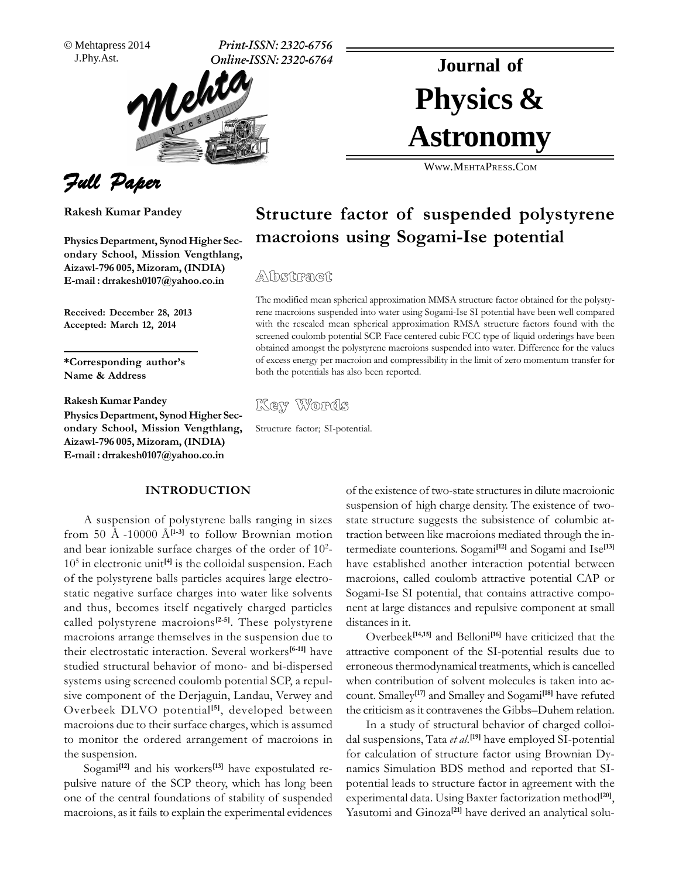# Journal of Physics & Astronomy

Full Paper

**Rakesh Kumar Pandey**

**Physics Department, Synod Higher Secondary School, Mission Vengthlang, Aizawl-796 005, Mizoram, (INDIA)**
**E-mail : drrakesh0107@yahoo.co.in**

**Received: December 28, 2013**
**Accepted: March 12, 2014**

**\*Corresponding author's Name & Address**

**Rakesh Kumar Pandey**
**Physics Department, Synod Higher Secondary School, Mission Vengthlang, Aizawl-796 005, Mizoram, (INDIA)**
**E-mail : drrakesh0107@yahoo.co.in**

# Structure factor of suspended polystyrene macroions using Sogami-Ise potential

## Abstract

The modified mean spherical approximation MMSA structure factor obtained for the polystyrene macroions suspended into water using Sogami-Ise SI potential have been well compared with the rescaled mean spherical approximation RMSA structure factors found with the screened coulomb potential SCP. Face centered cubic FCC type of liquid orderings have been obtained amongst the polystyrene macroions suspended into water. Difference for the values of excess energy per macroion and compressibility in the limit of zero momentum transfer for both the potentials has also been reported.

## Key Words

Structure factor; SI-potential.

## INTRODUCTION

A suspension of polystyrene balls ranging in sizes from 50 Å -10000 Å[1-3] to follow Brownian motion and bear ionizable surface charges of the order of $10^2$-$10^5$ in electronic unit[4] is the colloidal suspension. Each of the polystyrene balls particles acquires large electrostatic negative surface charges into water like solvents and thus, becomes itself negatively charged particles called polystyrene macroions[2-5]. These polystyrene macroions arrange themselves in the suspension due to their electrostatic interaction. Several workers[6-11] have studied structural behavior of mono- and bi-dispersed systems using screened coulomb potential SCP, a repulsive component of the Derjaguin, Landau, Verwey and Overbeek DLVO potential[5], developed between macroions due to their surface charges, which is assumed to monitor the ordered arrangement of macroions in the suspension.

Sogami[12] and his workers[13] have expostulated repulsive nature of the SCP theory, which has long been one of the central foundations of stability of suspended macroions, as it fails to explain the experimental evidences of the existence of two-state structures in dilute macroionic suspension of high charge density. The existence of two-state structure suggests the subsistence of columbic attraction between like macroions mediated through the intermediate counterions. Sogami[12] and Sogami and Ise[13] have established another interaction potential between macroions, called coulomb attractive potential CAP or Sogami-Ise SI potential, that contains attractive component at large distances and repulsive component at small distances in it.

Overbeek[14,15] and Belloni[16] have criticized that the attractive component of the SI-potential results due to erroneous thermodynamical treatments, which is cancelled when contribution of solvent molecules is taken into account. Smalley[17] and Smalley and Sogami[18] have refuted the criticism as it contravenes the Gibbs–Duhem relation.

In a study of structural behavior of charged colloidal suspensions, Tata *et al.*[19] have employed SI-potential for calculation of structure factor using Brownian Dynamics Simulation BDS method and reported that SI-potential leads to structure factor in agreement with the experimental data. Using Baxter factorization method[20], Yasutomi and Ginoza[21] have derived an analytical solu-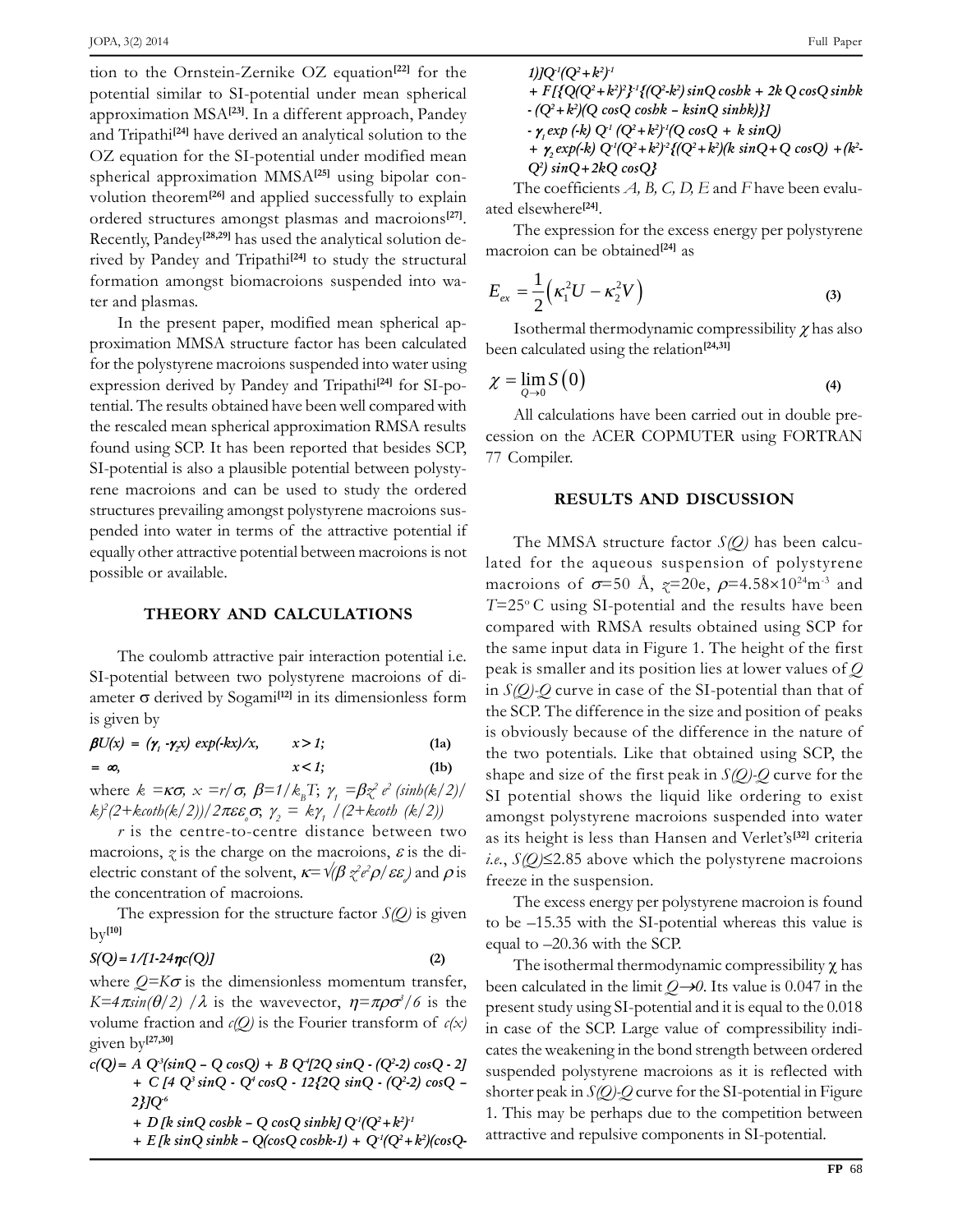tion to the Ornstein-Zernike OZ equation[22] for the potential similar to SI-potential under mean spherical approximation MSA[23]. In a different approach, Pandey and Tripathi[24] have derived an analytical solution to the OZ equation for the SI-potential under modified mean spherical approximation MMSA[25] using bipolar convolution theorem[26] and applied successfully to explain ordered structures amongst plasmas and macroions[27]. Recently, Pandey[28,29] has used the analytical solution derived by Pandey and Tripathi[24] to study the structural formation amongst biomacroions suspended into water and plasmas.

In the present paper, modified mean spherical approximation MMSA structure factor has been calculated for the polystyrene macroions suspended into water using expression derived by Pandey and Tripathi[24] for SI-potential. The results obtained have been well compared with the rescaled mean spherical approximation RMSA results found using SCP. It has been reported that besides SCP, SI-potential is also a plausible potential between polystyrene macroions and can be used to study the ordered structures prevailing amongst polystyrene macroions suspended into water in terms of the attractive potential if equally other attractive potential between macroions is not possible or available.

## THEORY AND CALCULATIONS

The coulomb attractive pair interaction potential i.e. SI-potential between two polystyrene macroions of diameter $\sigma$ derived by Sogami[12] in its dimensionless form is given by

$$\beta U(x) = (\gamma_1 - \gamma_2 x)\, \exp(-kx)/x, \qquad x > 1; \tag{1a}$$

$$= \infty, \qquad x < 1; \tag{1b}$$

where $k = \kappa\sigma$, $x = r/\sigma$, $\beta = 1/k_B T$; $\gamma_1 = \beta z^2 e^2 (\sinh(k/2)/k)^2 (2 + k\coth(k/2))/2\pi\varepsilon\varepsilon_o\sigma$; $\gamma_2 = k\gamma_1/(2 + k\coth(k/2))$

$r$ is the centre-to-centre distance between two macroions, $z$ is the charge on the macroions, $\varepsilon$ is the dielectric constant of the solvent, $\kappa = \sqrt{(\beta z^2 e^2 \rho/\varepsilon\varepsilon_o)}$ and $\rho$ is the concentration of macroions.

The expression for the structure factor $S(Q)$ is given by[10]

$$S(Q) = 1/[1 - 24\eta c(Q)] \tag{2}$$

where $Q = K\sigma$ is the dimensionless momentum transfer, $K = 4\pi\sin(\theta/2)/\lambda$ is the wavevector, $\eta = \pi\rho\sigma^3/6$ is the volume fraction and $c(Q)$ is the Fourier transform of $c(x)$ given by[27,30]

$$\begin{aligned}
c(Q) = {} & A\, Q^{-3}(\sin Q - Q\cos Q) + B\, Q^{-4}[2Q\sin Q - (Q^2-2)\cos Q - 2] \\
& + C\,[4Q^3\sin Q - Q^4\cos Q - 12\{2Q\sin Q - (Q^2-2)\cos Q - 2\}]Q^{-6} \\
& + D\,[k\sin Q\cosh k - Q\cos Q\sinh k]\,Q^{-1}(Q^2+k^2)^{-1} \\
& + E\,[k\sin Q\sinh k - Q(\cos Q\cosh k - 1) + Q^{-1}(Q^2+k^2)(\cos Q - 1)]Q^{-1}(Q^2+k^2)^{-1} \\
& + F[\{Q(Q^2+k^2)^2\}^{-1}\{(Q^2-k^2)\sin Q\cosh k + 2k\,Q\cos Q\sinh k \\
& - (Q^2+k^2)(Q\cos Q\cosh k - k\sin Q\sinh k)\}] \\
& - \gamma_1 \exp(-k)\, Q^{-1}(Q^2+k^2)^{-1}(Q\cos Q + k\sin Q) \\
& + \gamma_2 \exp(-k)\, Q^{-1}(Q^2+k^2)^{-2}\{(Q^2+k^2)(k\sin Q + Q\cos Q) + (k^2-Q^2)\sin Q + 2kQ\cos Q\}
\end{aligned}$$

The coefficients $A$, $B$, $C$, $D$, $E$ and $F$ have been evaluated elsewhere[24].

The expression for the excess energy per polystyrene macroion can be obtained[24] as

$$E_{ex} = \frac{1}{2}\left(\kappa_1^2 U - \kappa_2^2 V\right) \tag{3}$$

Isothermal thermodynamic compressibility $\chi$ has also been calculated using the relation[24,31]

$$\chi = \lim_{Q \to 0} S(0) \tag{4}$$

All calculations have been carried out in double precession on the ACER COPMUTER using FORTRAN 77 Compiler.

## RESULTS AND DISCUSSION

The MMSA structure factor $S(Q)$ has been calculated for the aqueous suspension of polystyrene macroions of $\sigma$=50 Å, $z$=20e, $\rho = 4.58\times10^{24}\,\mathrm{m}^{-3}$ and $T$=25° C using SI-potential and the results have been compared with RMSA results obtained using SCP for the same input data in Figure 1. The height of the first peak is smaller and its position lies at lower values of $Q$ in $S(Q)$-$Q$ curve in case of the SI-potential than that of the SCP. The difference in the size and position of peaks is obviously because of the difference in the nature of the two potentials. Like that obtained using SCP, the shape and size of the first peak in $S(Q)$-$Q$ curve for the SI potential shows the liquid like ordering to exist amongst polystyrene macroions suspended into water as its height is less than Hansen and Verlet's[32] criteria *i.e.*, $S(Q) \leq 2.85$ above which the polystyrene macroions freeze in the suspension.

The excess energy per polystyrene macroion is found to be –15.35 with the SI-potential whereas this value is equal to –20.36 with the SCP.

The isothermal thermodynamic compressibility $\chi$ has been calculated in the limit $Q \to 0$. Its value is 0.047 in the present study using SI-potential and it is equal to the 0.018 in case of the SCP. Large value of compressibility indicates the weakening in the bond strength between ordered suspended polystyrene macroions as it is reflected with shorter peak in $S(Q)$-$Q$ curve for the SI-potential in Figure 1. This may be perhaps due to the competition between attractive and repulsive components in SI-potential.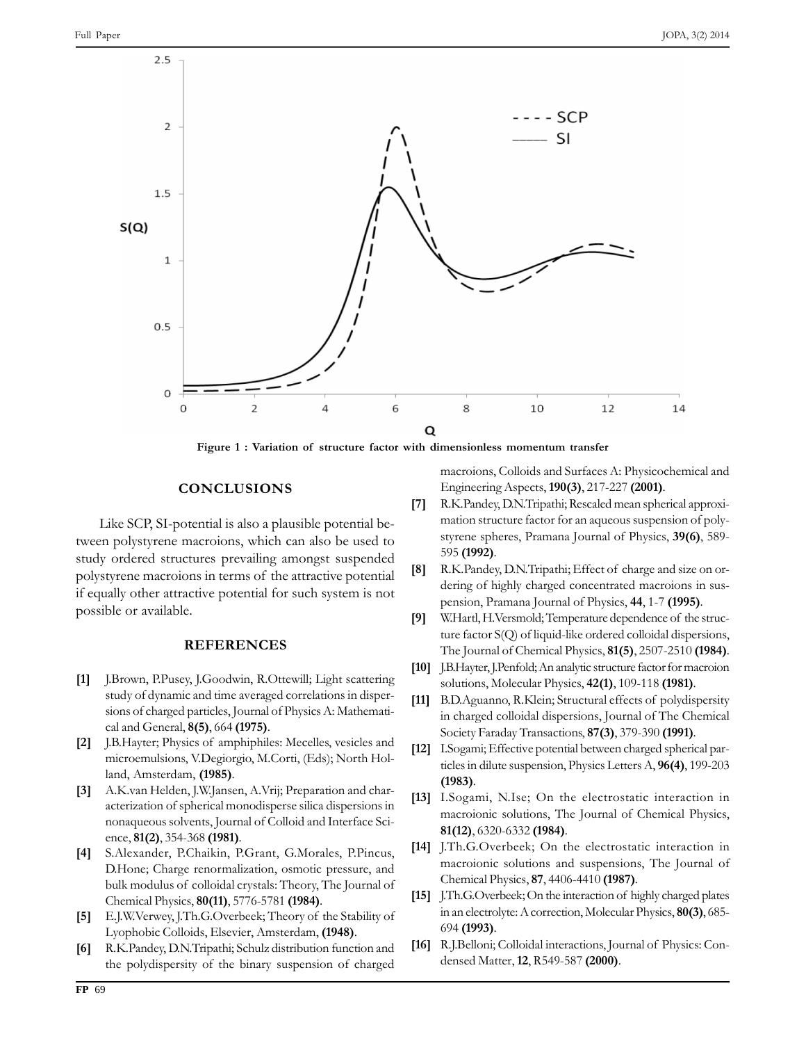Figure 1 : Variation of structure factor with dimensionless momentum transfer

## CONCLUSIONS

Like SCP, SI-potential is also a plausible potential between polystyrene macroions, which can also be used to study ordered structures prevailing amongst suspended polystyrene macroions in terms of the attractive potential if equally other attractive potential for such system is not possible or available.

## REFERENCES

[1] J.Brown, P.Pusey, J.Goodwin, R.Ottewill; Light scattering study of dynamic and time averaged correlations in dispersions of charged particles, Journal of Physics A: Mathematical and General, **8(5)**, 664 **(1975)**.

[2] J.B.Hayter; Physics of amphiphiles: Mecelles, vesicles and microemulsions, V.Degiorgio, M.Corti, (Eds); North Holland, Amsterdam, **(1985)**.

[3] A.K.van Helden, J.W.Jansen, A.Vrij; Preparation and characterization of spherical monodisperse silica dispersions in nonaqueous solvents, Journal of Colloid and Interface Science, **81(2)**, 354-368 **(1981)**.

[4] S.Alexander, P.Chaikin, P.Grant, G.Morales, P.Pincus, D.Hone; Charge renormalization, osmotic pressure, and bulk modulus of colloidal crystals: Theory, The Journal of Chemical Physics, **80(11)**, 5776-5781 **(1984)**.

[5] E.J.W.Verwey, J.Th.G.Overbeek; Theory of the Stability of Lyophobic Colloids, Elsevier, Amsterdam, **(1948)**.

[6] R.K.Pandey, D.N.Tripathi; Schulz distribution function and the polydispersity of the binary suspension of charged macroions, Colloids and Surfaces A: Physicochemical and Engineering Aspects, **190(3)**, 217-227 **(2001)**.

[7] R.K.Pandey, D.N.Tripathi; Rescaled mean spherical approximation structure factor for an aqueous suspension of polystyrene spheres, Pramana Journal of Physics, **39(6)**, 589-595 **(1992)**.

[8] R.K.Pandey, D.N.Tripathi; Effect of charge and size on ordering of highly charged concentrated macroions in suspension, Pramana Journal of Physics, **44**, 1-7 **(1995)**.

[9] W.Hartl, H.Versmold; Temperature dependence of the structure factor S(Q) of liquid-like ordered colloidal dispersions, The Journal of Chemical Physics, **81(5)**, 2507-2510 **(1984)**.

[10] J.B.Hayter, J.Penfold; An analytic structure factor for macroion solutions, Molecular Physics, **42(1)**, 109-118 **(1981)**.

[11] B.D.Aguanno, R.Klein; Structural effects of polydispersity in charged colloidal dispersions, Journal of The Chemical Society Faraday Transactions, **87(3)**, 379-390 **(1991)**.

[12] I.Sogami; Effective potential between charged spherical particles in dilute suspension, Physics Letters A, **96(4)**, 199-203 **(1983)**.

[13] I.Sogami, N.Ise; On the electrostatic interaction in macroionic solutions, The Journal of Chemical Physics, **81(12)**, 6320-6332 **(1984)**.

[14] J.Th.G.Overbeek; On the electrostatic interaction in macroionic solutions and suspensions, The Journal of Chemical Physics, **87**, 4406-4410 **(1987)**.

[15] J.Th.G.Overbeek; On the interaction of highly charged plates in an electrolyte: A correction, Molecular Physics, **80(3)**, 685-694 **(1993)**.

[16] R.J.Belloni; Colloidal interactions, Journal of Physics: Condensed Matter, **12**, R549-587 **(2000)**.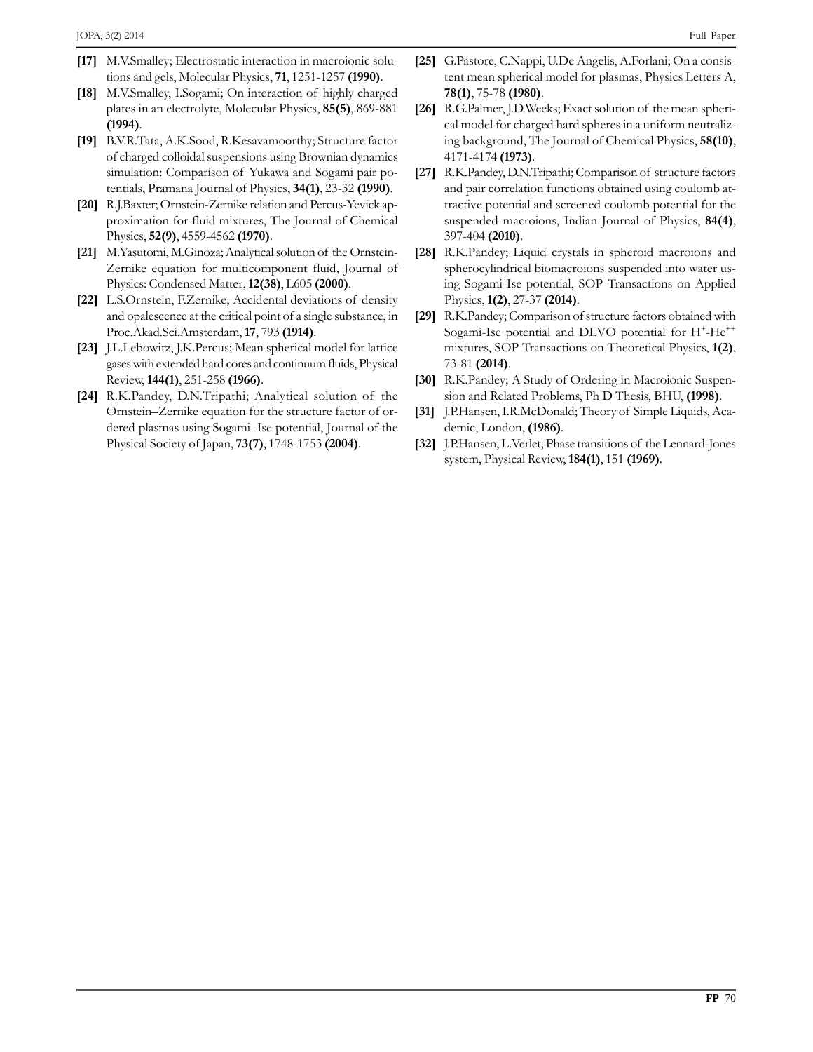**[17]** M.V.Smalley; Electrostatic interaction in macroionic solutions and gels, Molecular Physics, **71**, 1251-1257 **(1990)**.

**[18]** M.V.Smalley, I.Sogami; On interaction of highly charged plates in an electrolyte, Molecular Physics, **85(5)**, 869-881 **(1994)**.

**[19]** B.V.R.Tata, A.K.Sood, R.Kesavamoorthy; Structure factor of charged colloidal suspensions using Brownian dynamics simulation: Comparison of Yukawa and Sogami pair potentials, Pramana Journal of Physics, **34(1)**, 23-32 **(1990)**.

**[20]** R.J.Baxter; Ornstein-Zernike relation and Percus-Yevick approximation for fluid mixtures, The Journal of Chemical Physics, **52(9)**, 4559-4562 **(1970)**.

**[21]** M.Yasutomi, M.Ginoza; Analytical solution of the Ornstein-Zernike equation for multicomponent fluid, Journal of Physics: Condensed Matter, **12(38)**, L605 **(2000)**.

**[22]** L.S.Ornstein, F.Zernike; Accidental deviations of density and opalescence at the critical point of a single substance, in Proc.Akad.Sci.Amsterdam, **17**, 793 **(1914)**.

**[23]** J.L.Lebowitz, J.K.Percus; Mean spherical model for lattice gases with extended hard cores and continuum fluids, Physical Review, **144(1)**, 251-258 **(1966)**.

**[24]** R.K.Pandey, D.N.Tripathi; Analytical solution of the Ornstein–Zernike equation for the structure factor of ordered plasmas using Sogami–Ise potential, Journal of the Physical Society of Japan, **73(7)**, 1748-1753 **(2004)**.

**[25]** G.Pastore, C.Nappi, U.De Angelis, A.Forlani; On a consistent mean spherical model for plasmas, Physics Letters A, **78(1)**, 75-78 **(1980)**.

**[26]** R.G.Palmer, J.D.Weeks; Exact solution of the mean spherical model for charged hard spheres in a uniform neutralizing background, The Journal of Chemical Physics, **58(10)**, 4171-4174 **(1973)**.

**[27]** R.K.Pandey, D.N.Tripathi; Comparison of structure factors and pair correlation functions obtained using coulomb attractive potential and screened coulomb potential for the suspended macroions, Indian Journal of Physics, **84(4)**, 397-404 **(2010)**.

**[28]** R.K.Pandey; Liquid crystals in spheroid macroions and spherocylindrical biomacroions suspended into water using Sogami-Ise potential, SOP Transactions on Applied Physics, **1(2)**, 27-37 **(2014)**.

**[29]** R.K.Pandey; Comparison of structure factors obtained with Sogami-Ise potential and DLVO potential for $H^{+}$-$He^{++}$ mixtures, SOP Transactions on Theoretical Physics, **1(2)**, 73-81 **(2014)**.

**[30]** R.K.Pandey; A Study of Ordering in Macroionic Suspension and Related Problems, Ph D Thesis, BHU, **(1998)**.

**[31]** J.P.Hansen, I.R.McDonald; Theory of Simple Liquids, Academic, London, **(1986)**.

**[32]** J.P.Hansen, L.Verlet; Phase transitions of the Lennard-Jones system, Physical Review, **184(1)**, 151 **(1969)**.